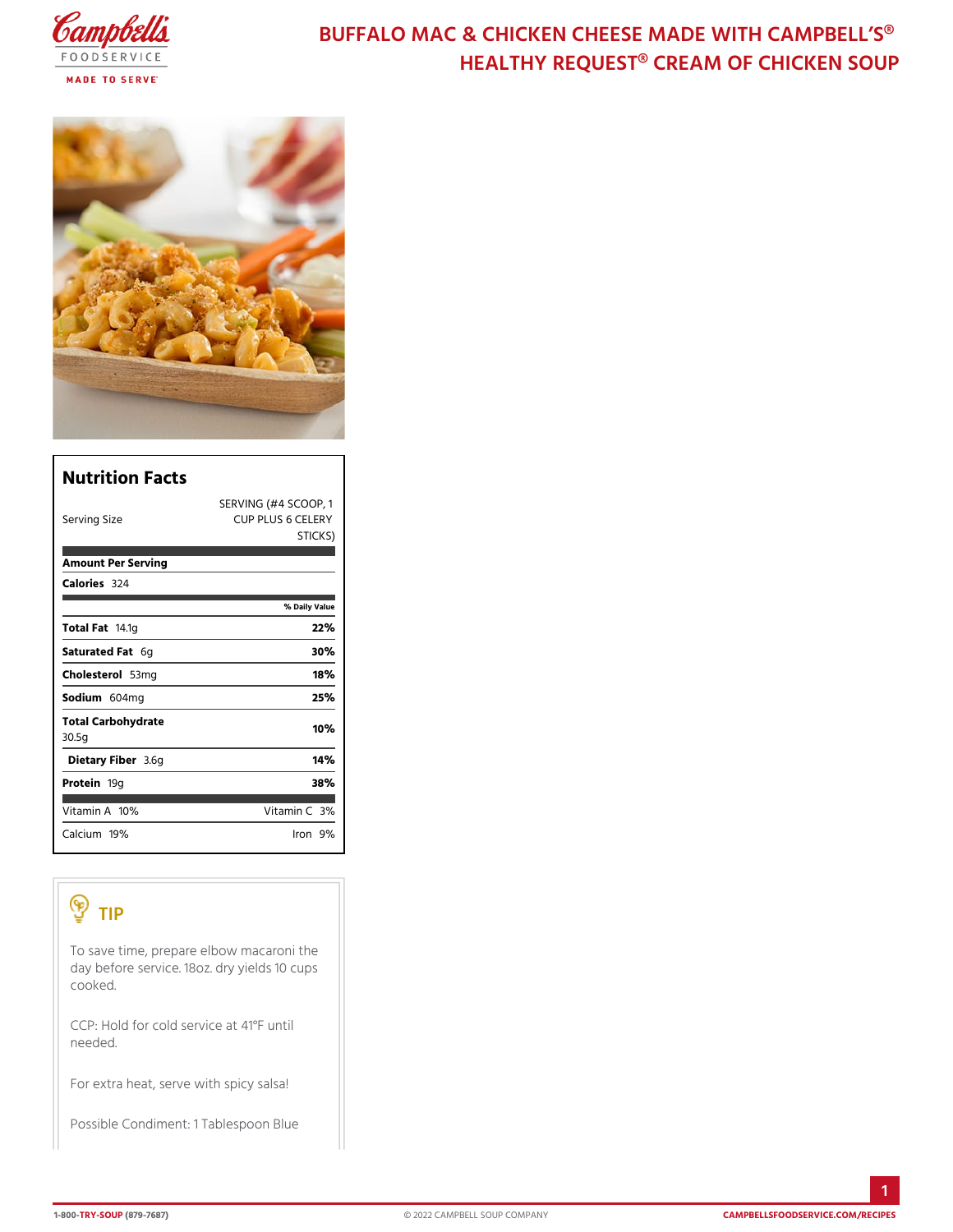# BUFFALO MAC & CHICKEN CHEESE MADE WITH CAMPBELL'S® HEALTHY REQUEST® CREAM OF CHICKEN SOUP

## Nutrition Facts

| Serving Size | SERVING (#4 SCOOP, 1 CUP PLUS 6 CELERY STICKS) |
| --- | --- |
| **Amount Per Serving** | |
| **Calories** 324 | |
| | **% Daily Value** |
| **Total Fat** 14.1g | **22%** |
| **Saturated Fat** 6g | **30%** |
| **Cholesterol** 53mg | **18%** |
| **Sodium** 604mg | **25%** |
| **Total Carbohydrate** 30.5g | **10%** |
| **Dietary Fiber** 3.6g | **14%** |
| **Protein** 19g | **38%** |
| Vitamin A 10% | Vitamin C 3% |
| Calcium 19% | Iron 9% |

## TIP

To save time, prepare elbow macaroni the day before service. 18oz. dry yields 10 cups cooked.

CCP: Hold for cold service at 41°F until needed.

For extra heat, serve with spicy salsa!

Possible Condiment: 1 Tablespoon Blue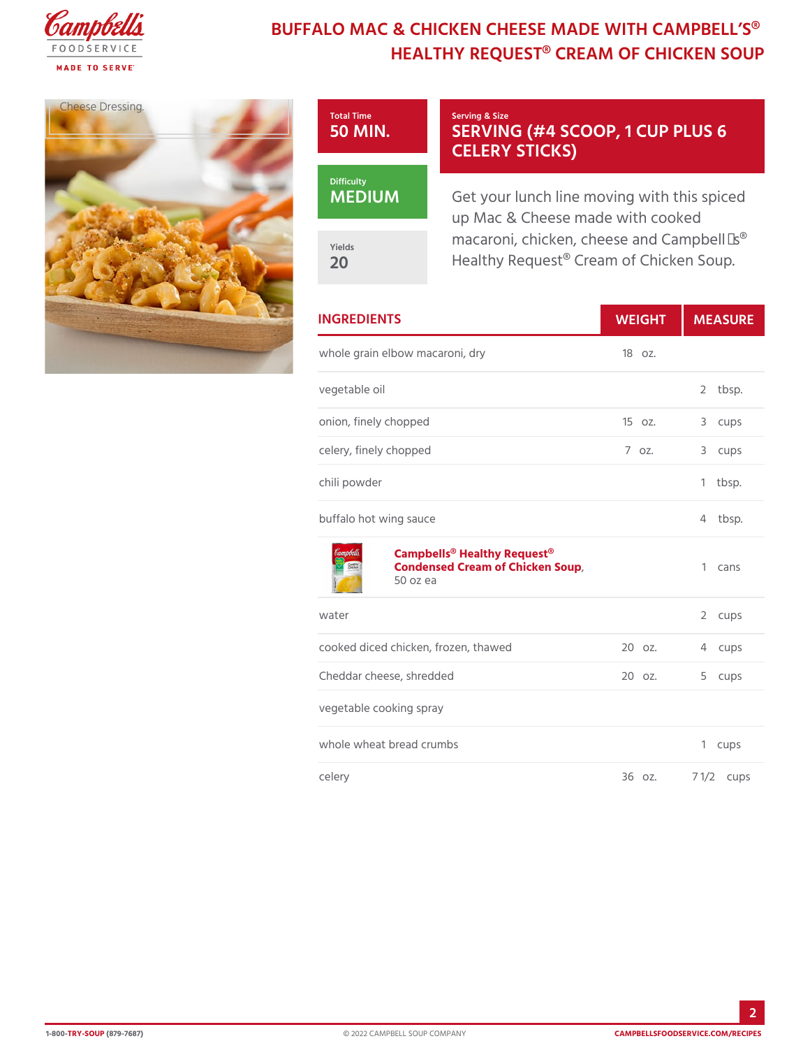# BUFFALO MAC & CHICKEN CHEESE MADE WITH CAMPBELL'S® HEALTHY REQUEST® CREAM OF CHICKEN SOUP

Cheese Dressing.

**Total Time**
50 MIN.

**Serving & Size**
SERVING (#4 SCOOP, 1 CUP PLUS 6 CELERY STICKS)

**Difficulty**
MEDIUM

**Yields**
20

Get your lunch line moving with this spiced up Mac & Cheese made with cooked macaroni, chicken, cheese and Campbell's® Healthy Request® Cream of Chicken Soup.

| INGREDIENTS | WEIGHT | MEASURE |
|---|---|---|
| whole grain elbow macaroni, dry | 18 oz. | |
| vegetable oil | | 2 tbsp. |
| onion, finely chopped | 15 oz. | 3 cups |
| celery, finely chopped | 7 oz. | 3 cups |
| chili powder | | 1 tbsp. |
| buffalo hot wing sauce | | 4 tbsp. |
| **Campbells® Healthy Request® Condensed Cream of Chicken Soup**, 50 oz ea | | 1 cans |
| water | | 2 cups |
| cooked diced chicken, frozen, thawed | 20 oz. | 4 cups |
| Cheddar cheese, shredded | 20 oz. | 5 cups |
| vegetable cooking spray | | |
| whole wheat bread crumbs | | 1 cups |
| celery | 36 oz. | 7 1/2 cups |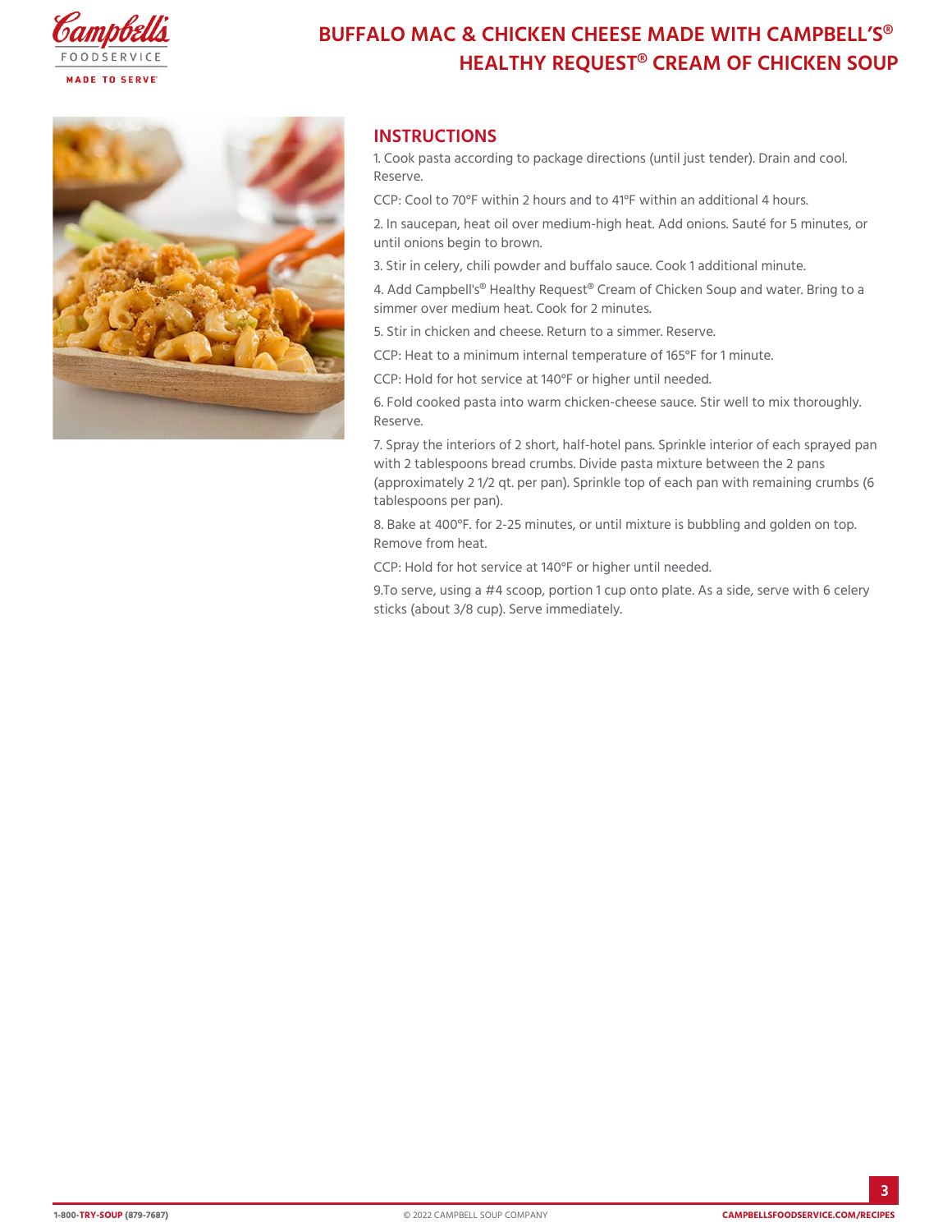# BUFFALO MAC & CHICKEN CHEESE MADE WITH CAMPBELL'S® HEALTHY REQUEST® CREAM OF CHICKEN SOUP

## INSTRUCTIONS

1. Cook pasta according to package directions (until just tender). Drain and cool. Reserve.

CCP: Cool to 70°F within 2 hours and to 41°F within an additional 4 hours.

2. In saucepan, heat oil over medium-high heat. Add onions. Sauté for 5 minutes, or until onions begin to brown.

3. Stir in celery, chili powder and buffalo sauce. Cook 1 additional minute.

4. Add Campbell's® Healthy Request® Cream of Chicken Soup and water. Bring to a simmer over medium heat. Cook for 2 minutes.

5. Stir in chicken and cheese. Return to a simmer. Reserve.

CCP: Heat to a minimum internal temperature of 165°F for 1 minute.

CCP: Hold for hot service at 140°F or higher until needed.

6. Fold cooked pasta into warm chicken-cheese sauce. Stir well to mix thoroughly. Reserve.

7. Spray the interiors of 2 short, half-hotel pans. Sprinkle interior of each sprayed pan with 2 tablespoons bread crumbs. Divide pasta mixture between the 2 pans (approximately 2 1/2 qt. per pan). Sprinkle top of each pan with remaining crumbs (6 tablespoons per pan).

8. Bake at 400°F. for 2-25 minutes, or until mixture is bubbling and golden on top. Remove from heat.

CCP: Hold for hot service at 140°F or higher until needed.

9.To serve, using a #4 scoop, portion 1 cup onto plate. As a side, serve with 6 celery sticks (about 3/8 cup). Serve immediately.